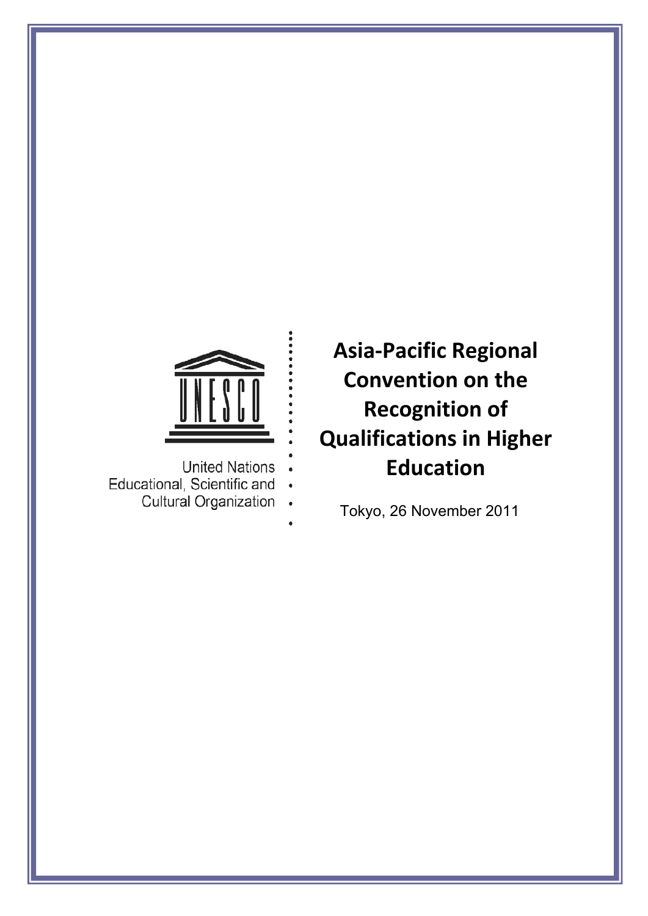United Nations
Educational, Scientific and
Cultural Organization

# Asia-Pacific Regional Convention on the Recognition of Qualifications in Higher Education

Tokyo, 26 November 2011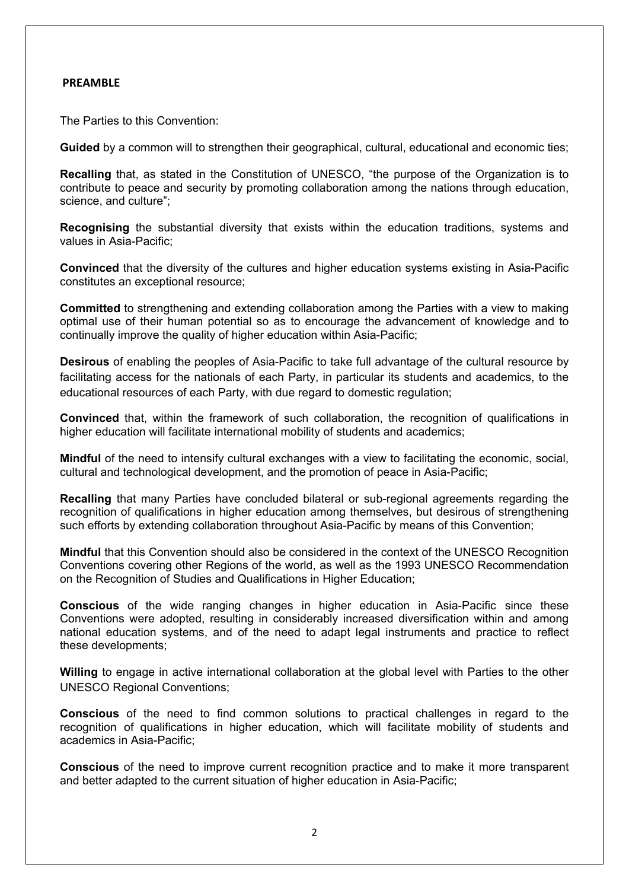## PREAMBLE

The Parties to this Convention:

**Guided** by a common will to strengthen their geographical, cultural, educational and economic ties;

**Recalling** that, as stated in the Constitution of UNESCO, "the purpose of the Organization is to contribute to peace and security by promoting collaboration among the nations through education, science, and culture";

**Recognising** the substantial diversity that exists within the education traditions, systems and values in Asia-Pacific;

**Convinced** that the diversity of the cultures and higher education systems existing in Asia-Pacific constitutes an exceptional resource;

**Committed** to strengthening and extending collaboration among the Parties with a view to making optimal use of their human potential so as to encourage the advancement of knowledge and to continually improve the quality of higher education within Asia-Pacific;

**Desirous** of enabling the peoples of Asia-Pacific to take full advantage of the cultural resource by facilitating access for the nationals of each Party, in particular its students and academics, to the educational resources of each Party, with due regard to domestic regulation;

**Convinced** that, within the framework of such collaboration, the recognition of qualifications in higher education will facilitate international mobility of students and academics;

**Mindful** of the need to intensify cultural exchanges with a view to facilitating the economic, social, cultural and technological development, and the promotion of peace in Asia-Pacific;

**Recalling** that many Parties have concluded bilateral or sub-regional agreements regarding the recognition of qualifications in higher education among themselves, but desirous of strengthening such efforts by extending collaboration throughout Asia-Pacific by means of this Convention;

**Mindful** that this Convention should also be considered in the context of the UNESCO Recognition Conventions covering other Regions of the world, as well as the 1993 UNESCO Recommendation on the Recognition of Studies and Qualifications in Higher Education;

**Conscious** of the wide ranging changes in higher education in Asia-Pacific since these Conventions were adopted, resulting in considerably increased diversification within and among national education systems, and of the need to adapt legal instruments and practice to reflect these developments;

**Willing** to engage in active international collaboration at the global level with Parties to the other UNESCO Regional Conventions;

**Conscious** of the need to find common solutions to practical challenges in regard to the recognition of qualifications in higher education, which will facilitate mobility of students and academics in Asia-Pacific;

**Conscious** of the need to improve current recognition practice and to make it more transparent and better adapted to the current situation of higher education in Asia-Pacific;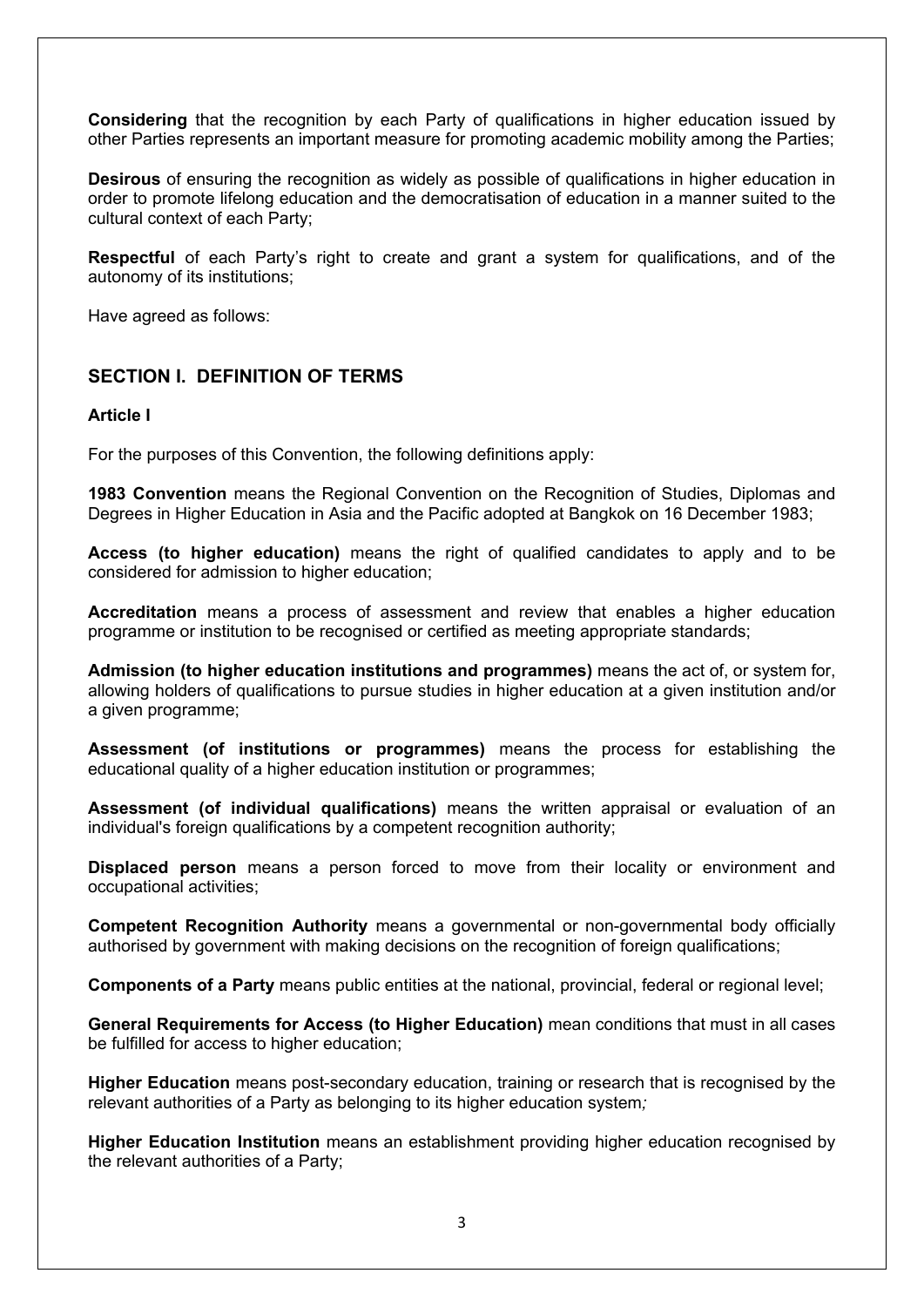**Considering** that the recognition by each Party of qualifications in higher education issued by other Parties represents an important measure for promoting academic mobility among the Parties;

**Desirous** of ensuring the recognition as widely as possible of qualifications in higher education in order to promote lifelong education and the democratisation of education in a manner suited to the cultural context of each Party;

**Respectful** of each Party's right to create and grant a system for qualifications, and of the autonomy of its institutions;

Have agreed as follows:

## SECTION I. DEFINITION OF TERMS

### Article I

For the purposes of this Convention, the following definitions apply:

**1983 Convention** means the Regional Convention on the Recognition of Studies, Diplomas and Degrees in Higher Education in Asia and the Pacific adopted at Bangkok on 16 December 1983;

**Access (to higher education)** means the right of qualified candidates to apply and to be considered for admission to higher education;

**Accreditation** means a process of assessment and review that enables a higher education programme or institution to be recognised or certified as meeting appropriate standards;

**Admission (to higher education institutions and programmes)** means the act of, or system for, allowing holders of qualifications to pursue studies in higher education at a given institution and/or a given programme;

**Assessment (of institutions or programmes)** means the process for establishing the educational quality of a higher education institution or programmes;

**Assessment (of individual qualifications)** means the written appraisal or evaluation of an individual's foreign qualifications by a competent recognition authority;

**Displaced person** means a person forced to move from their locality or environment and occupational activities;

**Competent Recognition Authority** means a governmental or non-governmental body officially authorised by government with making decisions on the recognition of foreign qualifications;

**Components of a Party** means public entities at the national, provincial, federal or regional level;

**General Requirements for Access (to Higher Education)** mean conditions that must in all cases be fulfilled for access to higher education;

**Higher Education** means post-secondary education, training or research that is recognised by the relevant authorities of a Party as belonging to its higher education system*;*

**Higher Education Institution** means an establishment providing higher education recognised by the relevant authorities of a Party;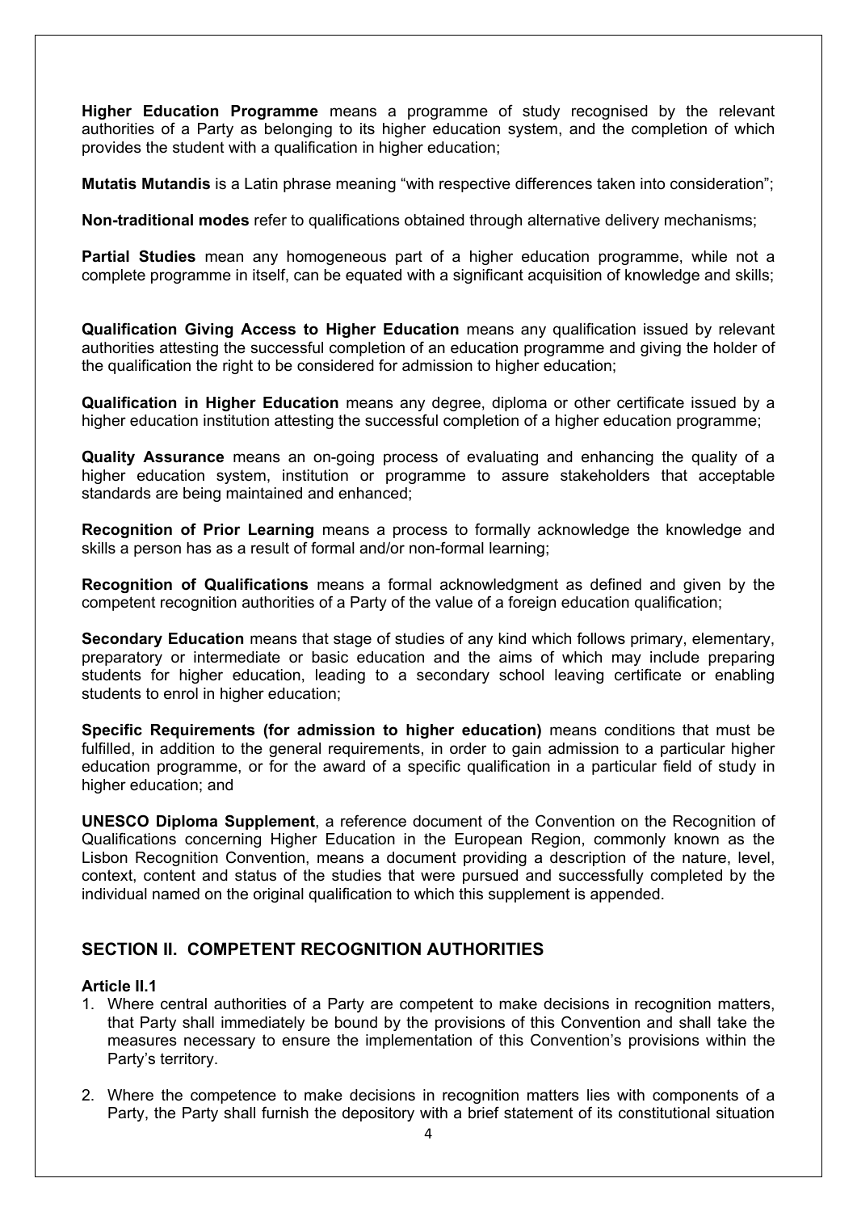**Higher Education Programme** means a programme of study recognised by the relevant authorities of a Party as belonging to its higher education system, and the completion of which provides the student with a qualification in higher education;

**Mutatis Mutandis** is a Latin phrase meaning "with respective differences taken into consideration";

**Non-traditional modes** refer to qualifications obtained through alternative delivery mechanisms;

**Partial Studies** mean any homogeneous part of a higher education programme, while not a complete programme in itself, can be equated with a significant acquisition of knowledge and skills;

**Qualification Giving Access to Higher Education** means any qualification issued by relevant authorities attesting the successful completion of an education programme and giving the holder of the qualification the right to be considered for admission to higher education;

**Qualification in Higher Education** means any degree, diploma or other certificate issued by a higher education institution attesting the successful completion of a higher education programme;

**Quality Assurance** means an on-going process of evaluating and enhancing the quality of a higher education system, institution or programme to assure stakeholders that acceptable standards are being maintained and enhanced;

**Recognition of Prior Learning** means a process to formally acknowledge the knowledge and skills a person has as a result of formal and/or non-formal learning;

**Recognition of Qualifications** means a formal acknowledgment as defined and given by the competent recognition authorities of a Party of the value of a foreign education qualification;

**Secondary Education** means that stage of studies of any kind which follows primary, elementary, preparatory or intermediate or basic education and the aims of which may include preparing students for higher education, leading to a secondary school leaving certificate or enabling students to enrol in higher education;

**Specific Requirements (for admission to higher education)** means conditions that must be fulfilled, in addition to the general requirements, in order to gain admission to a particular higher education programme, or for the award of a specific qualification in a particular field of study in higher education; and

**UNESCO Diploma Supplement**, a reference document of the Convention on the Recognition of Qualifications concerning Higher Education in the European Region, commonly known as the Lisbon Recognition Convention, means a document providing a description of the nature, level, context, content and status of the studies that were pursued and successfully completed by the individual named on the original qualification to which this supplement is appended.

## SECTION II. COMPETENT RECOGNITION AUTHORITIES

**Article II.1**

1. Where central authorities of a Party are competent to make decisions in recognition matters, that Party shall immediately be bound by the provisions of this Convention and shall take the measures necessary to ensure the implementation of this Convention's provisions within the Party's territory.

2. Where the competence to make decisions in recognition matters lies with components of a Party, the Party shall furnish the depository with a brief statement of its constitutional situation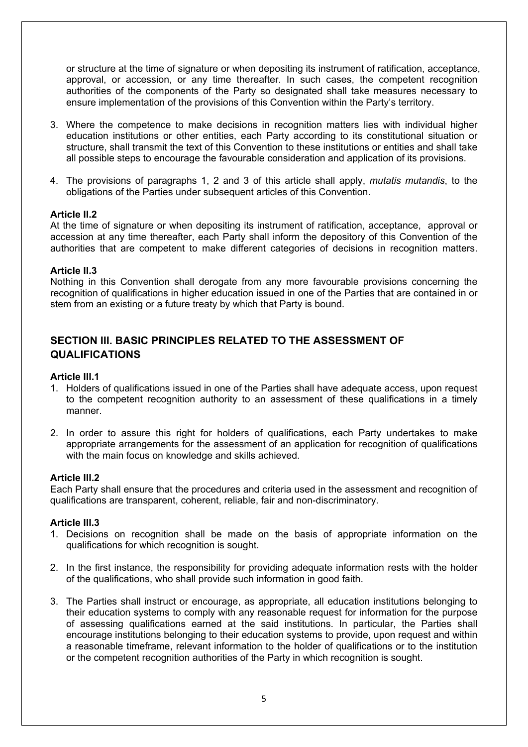or structure at the time of signature or when depositing its instrument of ratification, acceptance, approval, or accession, or any time thereafter. In such cases, the competent recognition authorities of the components of the Party so designated shall take measures necessary to ensure implementation of the provisions of this Convention within the Party's territory.

3. Where the competence to make decisions in recognition matters lies with individual higher education institutions or other entities, each Party according to its constitutional situation or structure, shall transmit the text of this Convention to these institutions or entities and shall take all possible steps to encourage the favourable consideration and application of its provisions.

4. The provisions of paragraphs 1, 2 and 3 of this article shall apply, *mutatis mutandis*, to the obligations of the Parties under subsequent articles of this Convention.

**Article II.2**

At the time of signature or when depositing its instrument of ratification, acceptance, approval or accession at any time thereafter, each Party shall inform the depository of this Convention of the authorities that are competent to make different categories of decisions in recognition matters.

**Article II.3**

Nothing in this Convention shall derogate from any more favourable provisions concerning the recognition of qualifications in higher education issued in one of the Parties that are contained in or stem from an existing or a future treaty by which that Party is bound.

## SECTION III. BASIC PRINCIPLES RELATED TO THE ASSESSMENT OF QUALIFICATIONS

**Article III.1**

1. Holders of qualifications issued in one of the Parties shall have adequate access, upon request to the competent recognition authority to an assessment of these qualifications in a timely manner.

2. In order to assure this right for holders of qualifications, each Party undertakes to make appropriate arrangements for the assessment of an application for recognition of qualifications with the main focus on knowledge and skills achieved.

**Article III.2**

Each Party shall ensure that the procedures and criteria used in the assessment and recognition of qualifications are transparent, coherent, reliable, fair and non-discriminatory.

**Article III.3**

1. Decisions on recognition shall be made on the basis of appropriate information on the qualifications for which recognition is sought.

2. In the first instance, the responsibility for providing adequate information rests with the holder of the qualifications, who shall provide such information in good faith.

3. The Parties shall instruct or encourage, as appropriate, all education institutions belonging to their education systems to comply with any reasonable request for information for the purpose of assessing qualifications earned at the said institutions. In particular, the Parties shall encourage institutions belonging to their education systems to provide, upon request and within a reasonable timeframe, relevant information to the holder of qualifications or to the institution or the competent recognition authorities of the Party in which recognition is sought.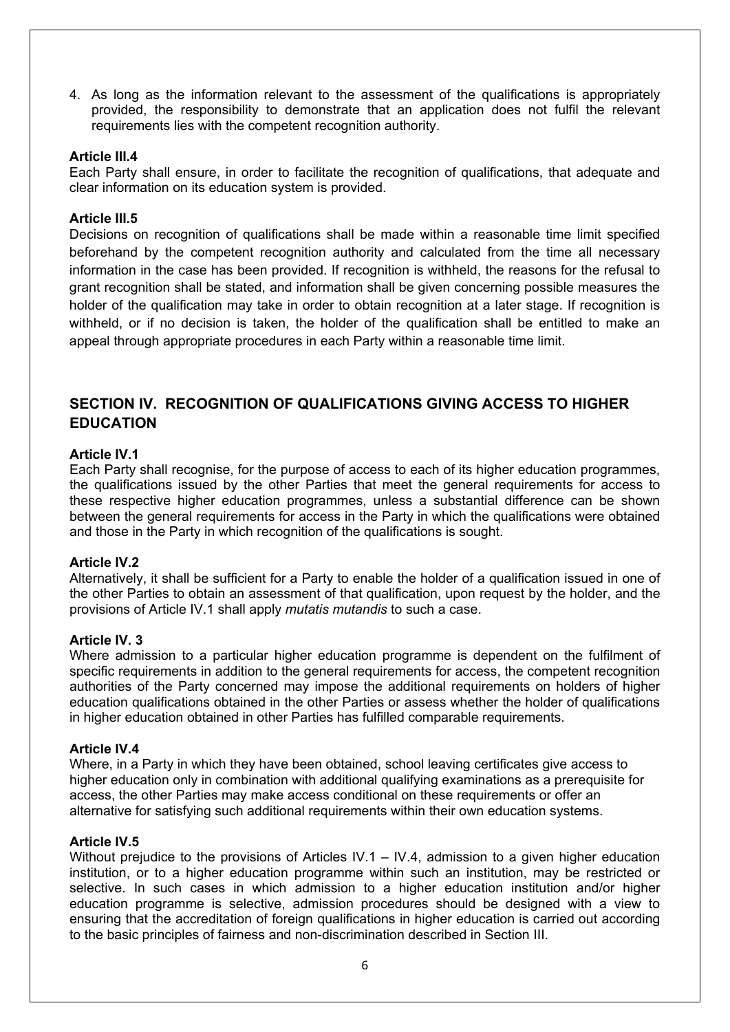4. As long as the information relevant to the assessment of the qualifications is appropriately provided, the responsibility to demonstrate that an application does not fulfil the relevant requirements lies with the competent recognition authority.

**Article III.4**

Each Party shall ensure, in order to facilitate the recognition of qualifications, that adequate and clear information on its education system is provided.

**Article III.5**

Decisions on recognition of qualifications shall be made within a reasonable time limit specified beforehand by the competent recognition authority and calculated from the time all necessary information in the case has been provided. If recognition is withheld, the reasons for the refusal to grant recognition shall be stated, and information shall be given concerning possible measures the holder of the qualification may take in order to obtain recognition at a later stage. If recognition is withheld, or if no decision is taken, the holder of the qualification shall be entitled to make an appeal through appropriate procedures in each Party within a reasonable time limit.

## SECTION IV. RECOGNITION OF QUALIFICATIONS GIVING ACCESS TO HIGHER EDUCATION

**Article IV.1**

Each Party shall recognise, for the purpose of access to each of its higher education programmes, the qualifications issued by the other Parties that meet the general requirements for access to these respective higher education programmes, unless a substantial difference can be shown between the general requirements for access in the Party in which the qualifications were obtained and those in the Party in which recognition of the qualifications is sought.

**Article IV.2**

Alternatively, it shall be sufficient for a Party to enable the holder of a qualification issued in one of the other Parties to obtain an assessment of that qualification, upon request by the holder, and the provisions of Article IV.1 shall apply *mutatis mutandis* to such a case.

**Article IV. 3**

Where admission to a particular higher education programme is dependent on the fulfilment of specific requirements in addition to the general requirements for access, the competent recognition authorities of the Party concerned may impose the additional requirements on holders of higher education qualifications obtained in the other Parties or assess whether the holder of qualifications in higher education obtained in other Parties has fulfilled comparable requirements.

**Article IV.4**

Where, in a Party in which they have been obtained, school leaving certificates give access to higher education only in combination with additional qualifying examinations as a prerequisite for access, the other Parties may make access conditional on these requirements or offer an alternative for satisfying such additional requirements within their own education systems.

**Article IV.5**

Without prejudice to the provisions of Articles IV.1 – IV.4, admission to a given higher education institution, or to a higher education programme within such an institution, may be restricted or selective. In such cases in which admission to a higher education institution and/or higher education programme is selective, admission procedures should be designed with a view to ensuring that the accreditation of foreign qualifications in higher education is carried out according to the basic principles of fairness and non-discrimination described in Section III.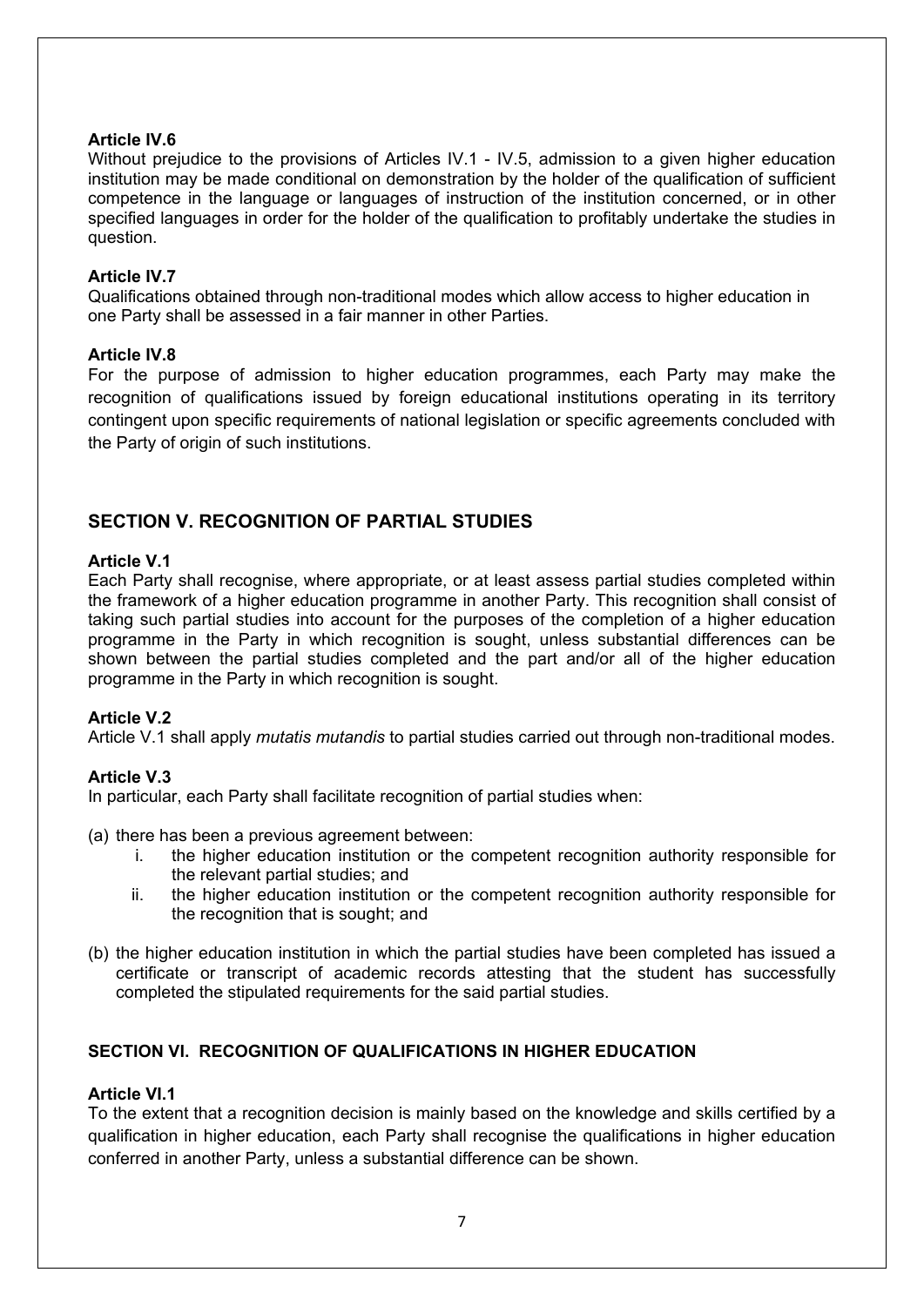**Article IV.6**

Without prejudice to the provisions of Articles IV.1 - IV.5, admission to a given higher education institution may be made conditional on demonstration by the holder of the qualification of sufficient competence in the language or languages of instruction of the institution concerned, or in other specified languages in order for the holder of the qualification to profitably undertake the studies in question.

**Article IV.7**

Qualifications obtained through non-traditional modes which allow access to higher education in one Party shall be assessed in a fair manner in other Parties.

**Article IV.8**

For the purpose of admission to higher education programmes, each Party may make the recognition of qualifications issued by foreign educational institutions operating in its territory contingent upon specific requirements of national legislation or specific agreements concluded with the Party of origin of such institutions.

## SECTION V. RECOGNITION OF PARTIAL STUDIES

**Article V.1**

Each Party shall recognise, where appropriate, or at least assess partial studies completed within the framework of a higher education programme in another Party. This recognition shall consist of taking such partial studies into account for the purposes of the completion of a higher education programme in the Party in which recognition is sought, unless substantial differences can be shown between the partial studies completed and the part and/or all of the higher education programme in the Party in which recognition is sought.

**Article V.2**

Article V.1 shall apply *mutatis mutandis* to partial studies carried out through non-traditional modes.

**Article V.3**

In particular, each Party shall facilitate recognition of partial studies when:

(a) there has been a previous agreement between:
   i. the higher education institution or the competent recognition authority responsible for the relevant partial studies; and
   ii. the higher education institution or the competent recognition authority responsible for the recognition that is sought; and

(b) the higher education institution in which the partial studies have been completed has issued a certificate or transcript of academic records attesting that the student has successfully completed the stipulated requirements for the said partial studies.

## SECTION VI. RECOGNITION OF QUALIFICATIONS IN HIGHER EDUCATION

**Article VI.1**

To the extent that a recognition decision is mainly based on the knowledge and skills certified by a qualification in higher education, each Party shall recognise the qualifications in higher education conferred in another Party, unless a substantial difference can be shown.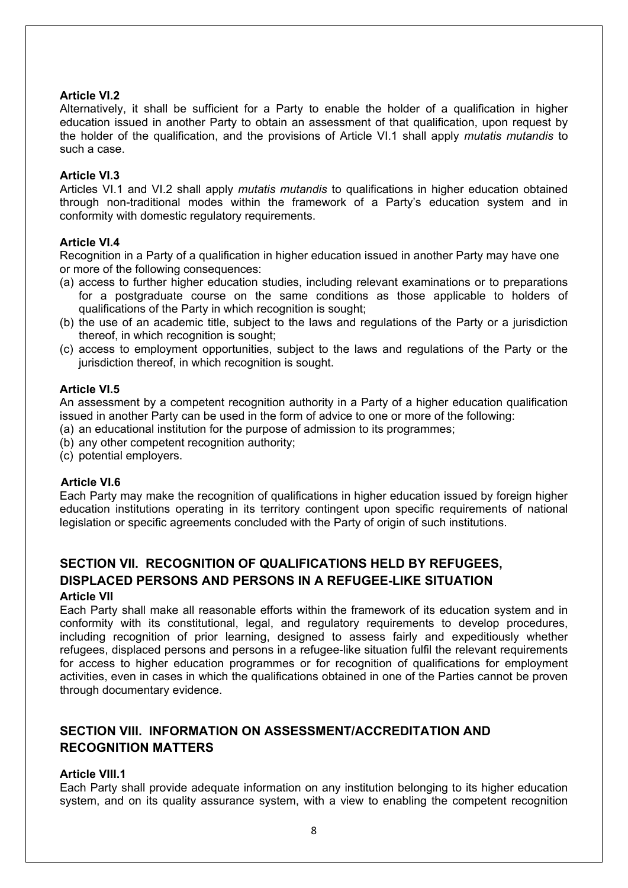**Article VI.2**

Alternatively, it shall be sufficient for a Party to enable the holder of a qualification in higher education issued in another Party to obtain an assessment of that qualification, upon request by the holder of the qualification, and the provisions of Article VI.1 shall apply *mutatis mutandis* to such a case.

**Article VI.3**

Articles VI.1 and VI.2 shall apply *mutatis mutandis* to qualifications in higher education obtained through non-traditional modes within the framework of a Party's education system and in conformity with domestic regulatory requirements.

**Article VI.4**

Recognition in a Party of a qualification in higher education issued in another Party may have one or more of the following consequences:

(a) access to further higher education studies, including relevant examinations or to preparations for a postgraduate course on the same conditions as those applicable to holders of qualifications of the Party in which recognition is sought;
(b) the use of an academic title, subject to the laws and regulations of the Party or a jurisdiction thereof, in which recognition is sought;
(c) access to employment opportunities, subject to the laws and regulations of the Party or the jurisdiction thereof, in which recognition is sought.

**Article VI.5**

An assessment by a competent recognition authority in a Party of a higher education qualification issued in another Party can be used in the form of advice to one or more of the following:

(a) an educational institution for the purpose of admission to its programmes;
(b) any other competent recognition authority;
(c) potential employers.

**Article VI.6**

Each Party may make the recognition of qualifications in higher education issued by foreign higher education institutions operating in its territory contingent upon specific requirements of national legislation or specific agreements concluded with the Party of origin of such institutions.

## SECTION VII. RECOGNITION OF QUALIFICATIONS HELD BY REFUGEES, DISPLACED PERSONS AND PERSONS IN A REFUGEE-LIKE SITUATION

**Article VII**

Each Party shall make all reasonable efforts within the framework of its education system and in conformity with its constitutional, legal, and regulatory requirements to develop procedures, including recognition of prior learning, designed to assess fairly and expeditiously whether refugees, displaced persons and persons in a refugee-like situation fulfil the relevant requirements for access to higher education programmes or for recognition of qualifications for employment activities, even in cases in which the qualifications obtained in one of the Parties cannot be proven through documentary evidence.

## SECTION VIII. INFORMATION ON ASSESSMENT/ACCREDITATION AND RECOGNITION MATTERS

**Article VIII.1**

Each Party shall provide adequate information on any institution belonging to its higher education system, and on its quality assurance system, with a view to enabling the competent recognition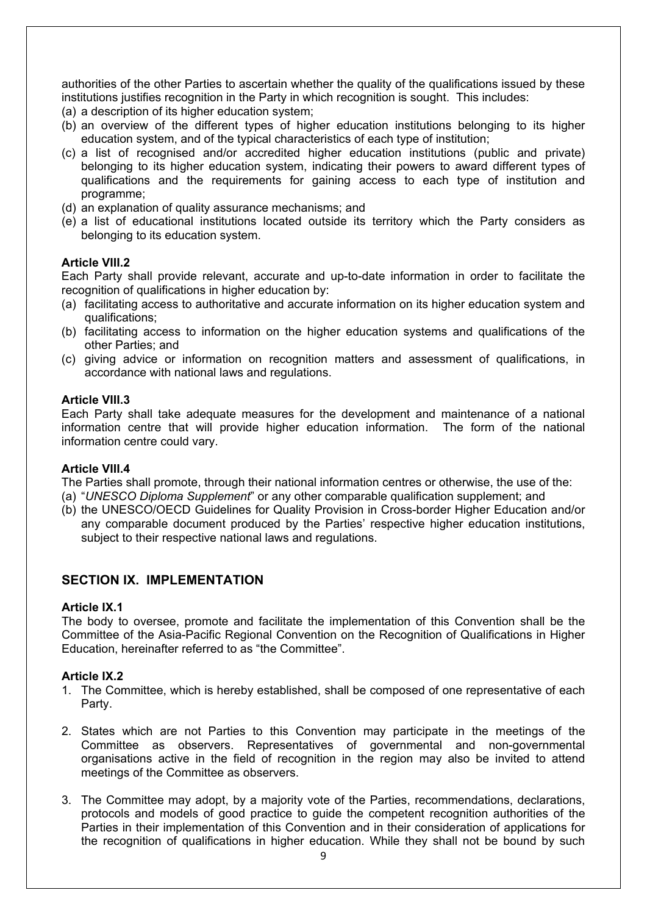authorities of the other Parties to ascertain whether the quality of the qualifications issued by these institutions justifies recognition in the Party in which recognition is sought. This includes:

(a) a description of its higher education system;
(b) an overview of the different types of higher education institutions belonging to its higher education system, and of the typical characteristics of each type of institution;
(c) a list of recognised and/or accredited higher education institutions (public and private) belonging to its higher education system, indicating their powers to award different types of qualifications and the requirements for gaining access to each type of institution and programme;
(d) an explanation of quality assurance mechanisms; and
(e) a list of educational institutions located outside its territory which the Party considers as belonging to its education system.

**Article VIII.2**

Each Party shall provide relevant, accurate and up-to-date information in order to facilitate the recognition of qualifications in higher education by:

(a) facilitating access to authoritative and accurate information on its higher education system and qualifications;
(b) facilitating access to information on the higher education systems and qualifications of the other Parties; and
(c) giving advice or information on recognition matters and assessment of qualifications, in accordance with national laws and regulations.

**Article VIII.3**

Each Party shall take adequate measures for the development and maintenance of a national information centre that will provide higher education information. The form of the national information centre could vary.

**Article VIII.4**

The Parties shall promote, through their national information centres or otherwise, the use of the:

(a) "*UNESCO Diploma Supplement*" or any other comparable qualification supplement; and
(b) the UNESCO/OECD Guidelines for Quality Provision in Cross-border Higher Education and/or any comparable document produced by the Parties' respective higher education institutions, subject to their respective national laws and regulations.

## SECTION IX. IMPLEMENTATION

**Article IX.1**

The body to oversee, promote and facilitate the implementation of this Convention shall be the Committee of the Asia-Pacific Regional Convention on the Recognition of Qualifications in Higher Education, hereinafter referred to as "the Committee".

**Article IX.2**

1. The Committee, which is hereby established, shall be composed of one representative of each Party.

2. States which are not Parties to this Convention may participate in the meetings of the Committee as observers. Representatives of governmental and non-governmental organisations active in the field of recognition in the region may also be invited to attend meetings of the Committee as observers.

3. The Committee may adopt, by a majority vote of the Parties, recommendations, declarations, protocols and models of good practice to guide the competent recognition authorities of the Parties in their implementation of this Convention and in their consideration of applications for the recognition of qualifications in higher education. While they shall not be bound by such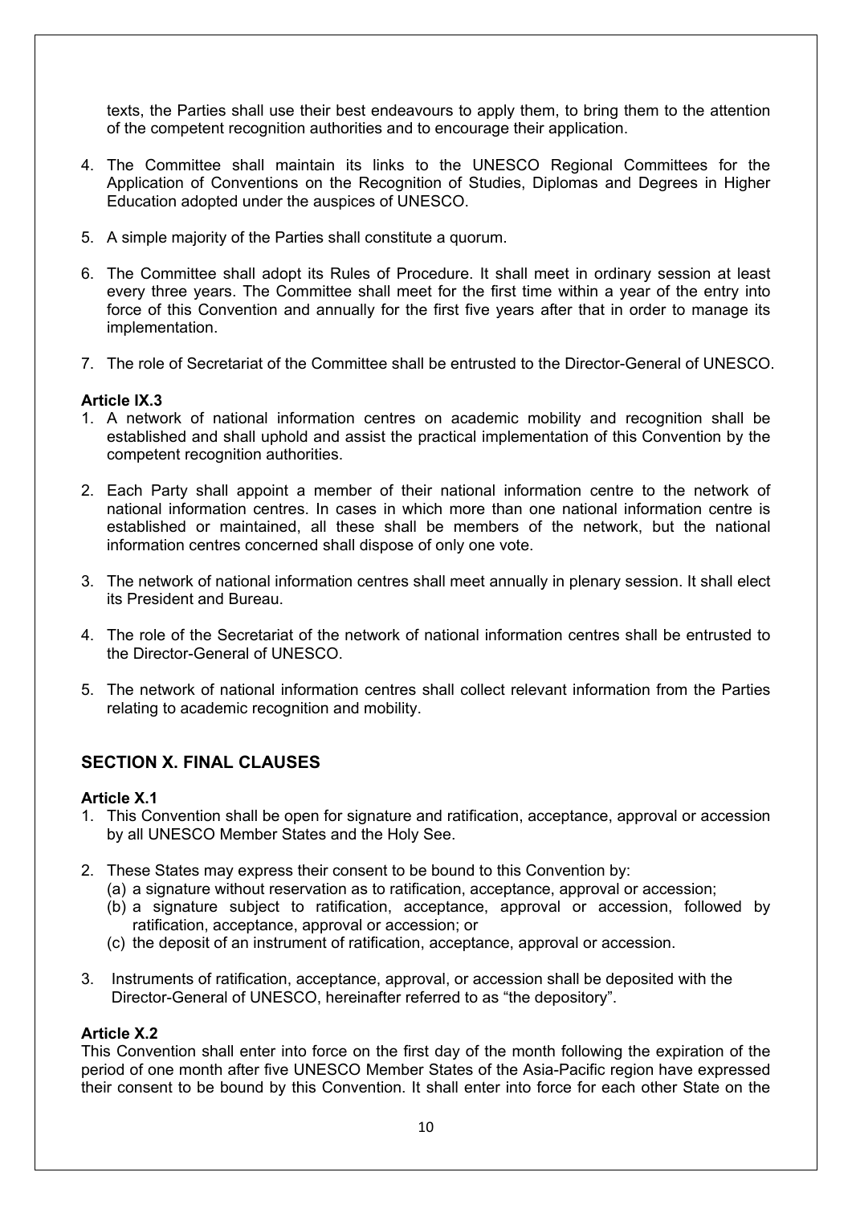texts, the Parties shall use their best endeavours to apply them, to bring them to the attention of the competent recognition authorities and to encourage their application.

4. The Committee shall maintain its links to the UNESCO Regional Committees for the Application of Conventions on the Recognition of Studies, Diplomas and Degrees in Higher Education adopted under the auspices of UNESCO.

5. A simple majority of the Parties shall constitute a quorum.

6. The Committee shall adopt its Rules of Procedure. It shall meet in ordinary session at least every three years. The Committee shall meet for the first time within a year of the entry into force of this Convention and annually for the first five years after that in order to manage its implementation.

7. The role of Secretariat of the Committee shall be entrusted to the Director-General of UNESCO.

**Article IX.3**

1. A network of national information centres on academic mobility and recognition shall be established and shall uphold and assist the practical implementation of this Convention by the competent recognition authorities.

2. Each Party shall appoint a member of their national information centre to the network of national information centres. In cases in which more than one national information centre is established or maintained, all these shall be members of the network, but the national information centres concerned shall dispose of only one vote.

3. The network of national information centres shall meet annually in plenary session. It shall elect its President and Bureau.

4. The role of the Secretariat of the network of national information centres shall be entrusted to the Director-General of UNESCO.

5. The network of national information centres shall collect relevant information from the Parties relating to academic recognition and mobility.

## SECTION X. FINAL CLAUSES

**Article X.1**

1. This Convention shall be open for signature and ratification, acceptance, approval or accession by all UNESCO Member States and the Holy See.

2. These States may express their consent to be bound to this Convention by:
   (a) a signature without reservation as to ratification, acceptance, approval or accession;
   (b) a signature subject to ratification, acceptance, approval or accession, followed by ratification, acceptance, approval or accession; or
   (c) the deposit of an instrument of ratification, acceptance, approval or accession.

3. Instruments of ratification, acceptance, approval, or accession shall be deposited with the Director-General of UNESCO, hereinafter referred to as "the depository".

**Article X.2**

This Convention shall enter into force on the first day of the month following the expiration of the period of one month after five UNESCO Member States of the Asia-Pacific region have expressed their consent to be bound by this Convention. It shall enter into force for each other State on the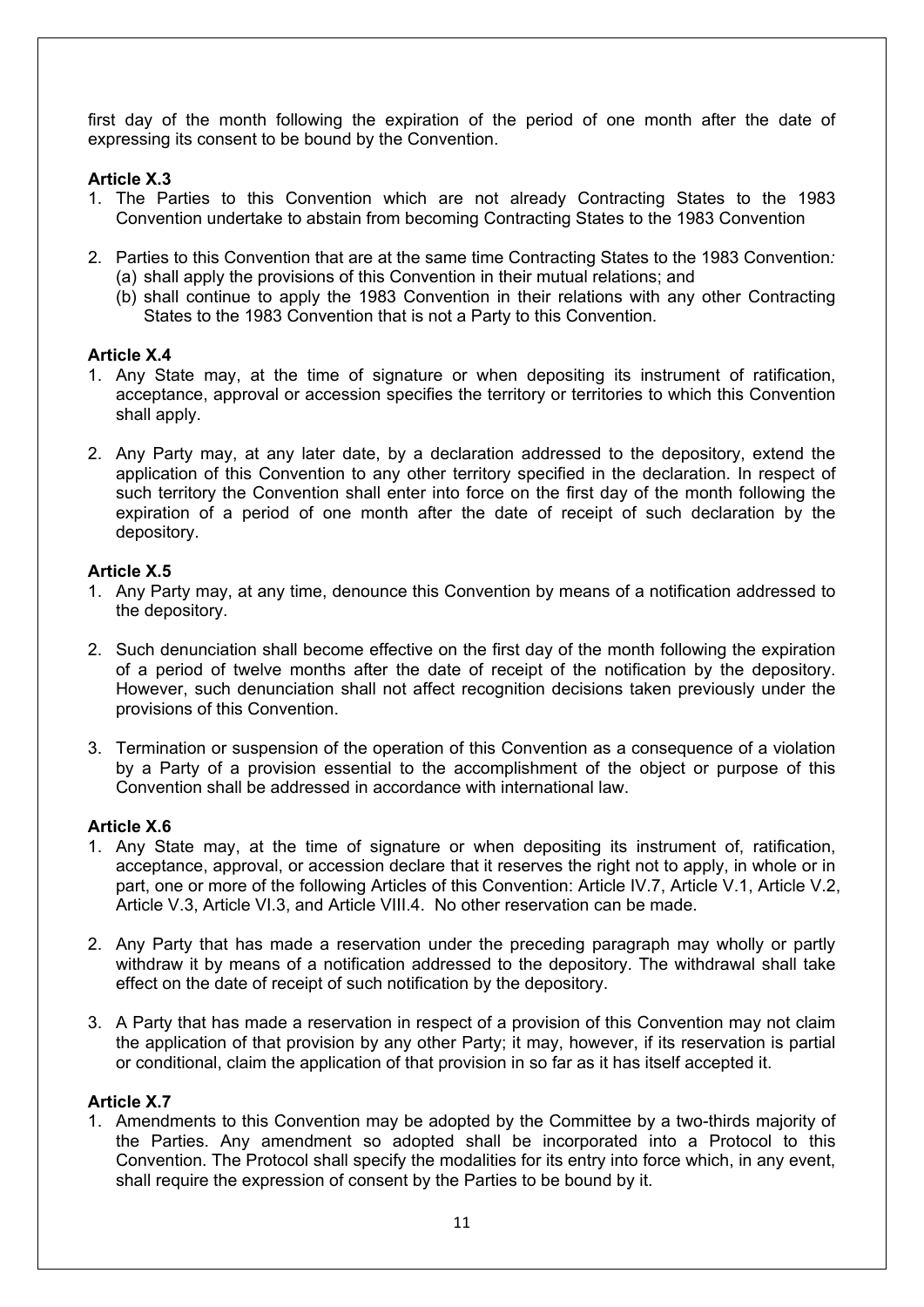first day of the month following the expiration of the period of one month after the date of expressing its consent to be bound by the Convention.

**Article X.3**

1. The Parties to this Convention which are not already Contracting States to the 1983 Convention undertake to abstain from becoming Contracting States to the 1983 Convention
2. Parties to this Convention that are at the same time Contracting States to the 1983 Convention*:*
   (a) shall apply the provisions of this Convention in their mutual relations; and
   (b) shall continue to apply the 1983 Convention in their relations with any other Contracting States to the 1983 Convention that is not a Party to this Convention.

**Article X.4**

1. Any State may, at the time of signature or when depositing its instrument of ratification, acceptance, approval or accession specifies the territory or territories to which this Convention shall apply.
2. Any Party may, at any later date, by a declaration addressed to the depository, extend the application of this Convention to any other territory specified in the declaration. In respect of such territory the Convention shall enter into force on the first day of the month following the expiration of a period of one month after the date of receipt of such declaration by the depository.

**Article X.5**

1. Any Party may, at any time, denounce this Convention by means of a notification addressed to the depository.
2. Such denunciation shall become effective on the first day of the month following the expiration of a period of twelve months after the date of receipt of the notification by the depository. However, such denunciation shall not affect recognition decisions taken previously under the provisions of this Convention.
3. Termination or suspension of the operation of this Convention as a consequence of a violation by a Party of a provision essential to the accomplishment of the object or purpose of this Convention shall be addressed in accordance with international law.

**Article X.6**

1. Any State may, at the time of signature or when depositing its instrument of, ratification, acceptance, approval, or accession declare that it reserves the right not to apply, in whole or in part, one or more of the following Articles of this Convention: Article IV.7, Article V.1, Article V.2, Article V.3, Article VI.3, and Article VIII.4. No other reservation can be made.
2. Any Party that has made a reservation under the preceding paragraph may wholly or partly withdraw it by means of a notification addressed to the depository. The withdrawal shall take effect on the date of receipt of such notification by the depository.
3. A Party that has made a reservation in respect of a provision of this Convention may not claim the application of that provision by any other Party; it may, however, if its reservation is partial or conditional, claim the application of that provision in so far as it has itself accepted it.

**Article X.7**

1. Amendments to this Convention may be adopted by the Committee by a two-thirds majority of the Parties. Any amendment so adopted shall be incorporated into a Protocol to this Convention. The Protocol shall specify the modalities for its entry into force which, in any event, shall require the expression of consent by the Parties to be bound by it.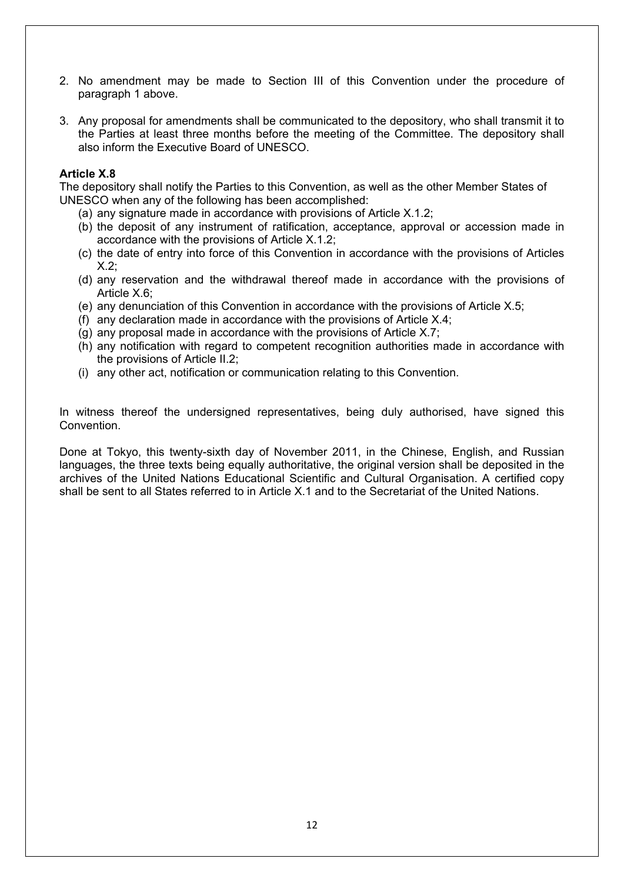2. No amendment may be made to Section III of this Convention under the procedure of paragraph 1 above.

3. Any proposal for amendments shall be communicated to the depository, who shall transmit it to the Parties at least three months before the meeting of the Committee. The depository shall also inform the Executive Board of UNESCO.

**Article X.8**

The depository shall notify the Parties to this Convention, as well as the other Member States of UNESCO when any of the following has been accomplished:

(a) any signature made in accordance with provisions of Article X.1.2;
(b) the deposit of any instrument of ratification, acceptance, approval or accession made in accordance with the provisions of Article X.1.2;
(c) the date of entry into force of this Convention in accordance with the provisions of Articles X.2;
(d) any reservation and the withdrawal thereof made in accordance with the provisions of Article X.6;
(e) any denunciation of this Convention in accordance with the provisions of Article X.5;
(f) any declaration made in accordance with the provisions of Article X.4;
(g) any proposal made in accordance with the provisions of Article X.7;
(h) any notification with regard to competent recognition authorities made in accordance with the provisions of Article II.2;
(i) any other act, notification or communication relating to this Convention.

In witness thereof the undersigned representatives, being duly authorised, have signed this Convention.

Done at Tokyo, this twenty-sixth day of November 2011, in the Chinese, English, and Russian languages, the three texts being equally authoritative, the original version shall be deposited in the archives of the United Nations Educational Scientific and Cultural Organisation. A certified copy shall be sent to all States referred to in Article X.1 and to the Secretariat of the United Nations.